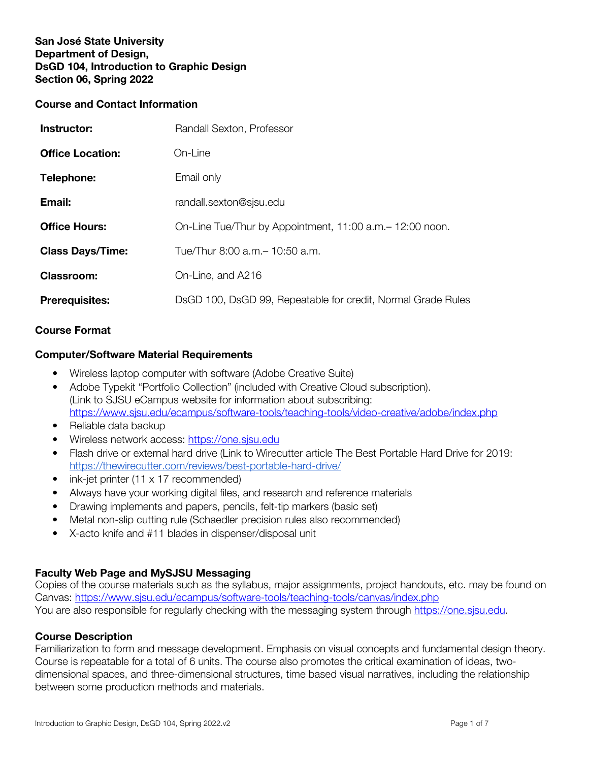**San José State University**
**Department of Design,**
**DsGD 104, Introduction to Graphic Design**
**Section 06, Spring 2022**

## Course and Contact Information

| | |
|---|---|
| **Instructor:** | Randall Sexton, Professor |
| **Office Location:** | On-Line |
| **Telephone:** | Email only |
| **Email:** | randall.sexton@sjsu.edu |
| **Office Hours:** | On-Line Tue/Thur by Appointment, 11:00 a.m.– 12:00 noon. |
| **Class Days/Time:** | Tue/Thur 8:00 a.m.– 10:50 a.m. |
| **Classroom:** | On-Line, and A216 |
| **Prerequisites:** | DsGD 100, DsGD 99, Repeatable for credit, Normal Grade Rules |

## Course Format

### Computer/Software Material Requirements

- Wireless laptop computer with software (Adobe Creative Suite)
- Adobe Typekit "Portfolio Collection" (included with Creative Cloud subscription). (Link to SJSU eCampus website for information about subscribing: https://www.sjsu.edu/ecampus/software-tools/teaching-tools/video-creative/adobe/index.php
- Reliable data backup
- Wireless network access: https://one.sjsu.edu
- Flash drive or external hard drive (Link to Wirecutter article The Best Portable Hard Drive for 2019: https://thewirecutter.com/reviews/best-portable-hard-drive/
- ink-jet printer (11 x 17 recommended)
- Always have your working digital files, and research and reference materials
- Drawing implements and papers, pencils, felt-tip markers (basic set)
- Metal non-slip cutting rule (Schaedler precision rules also recommended)
- X-acto knife and #11 blades in dispenser/disposal unit

### Faculty Web Page and MySJSU Messaging

Copies of the course materials such as the syllabus, major assignments, project handouts, etc. may be found on Canvas: https://www.sjsu.edu/ecampus/software-tools/teaching-tools/canvas/index.php
You are also responsible for regularly checking with the messaging system through https://one.sjsu.edu.

### Course Description

Familiarization to form and message development. Emphasis on visual concepts and fundamental design theory. Course is repeatable for a total of 6 units. The course also promotes the critical examination of ideas, two-dimensional spaces, and three-dimensional structures, time based visual narratives, including the relationship between some production methods and materials.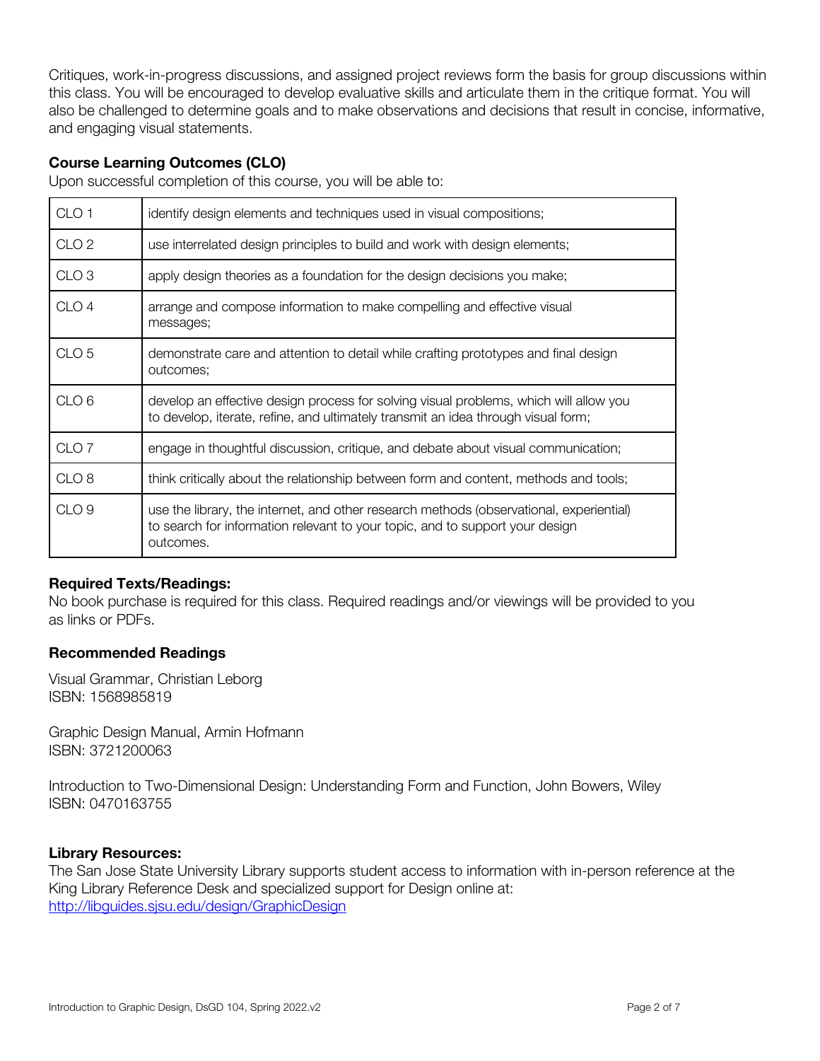Critiques, work-in-progress discussions, and assigned project reviews form the basis for group discussions within this class. You will be encouraged to develop evaluative skills and articulate them in the critique format. You will also be challenged to determine goals and to make observations and decisions that result in concise, informative, and engaging visual statements.

### Course Learning Outcomes (CLO)

Upon successful completion of this course, you will be able to:

| | |
|---|---|
| CLO 1 | identify design elements and techniques used in visual compositions; |
| CLO 2 | use interrelated design principles to build and work with design elements; |
| CLO 3 | apply design theories as a foundation for the design decisions you make; |
| CLO 4 | arrange and compose information to make compelling and effective visual messages; |
| CLO 5 | demonstrate care and attention to detail while crafting prototypes and final design outcomes; |
| CLO 6 | develop an effective design process for solving visual problems, which will allow you to develop, iterate, refine, and ultimately transmit an idea through visual form; |
| CLO 7 | engage in thoughtful discussion, critique, and debate about visual communication; |
| CLO 8 | think critically about the relationship between form and content, methods and tools; |
| CLO 9 | use the library, the internet, and other research methods (observational, experiential) to search for information relevant to your topic, and to support your design outcomes. |

### Required Texts/Readings:

No book purchase is required for this class. Required readings and/or viewings will be provided to you as links or PDFs.

### Recommended Readings

Visual Grammar, Christian Leborg
ISBN: 1568985819

Graphic Design Manual, Armin Hofmann
ISBN: 3721200063

Introduction to Two-Dimensional Design: Understanding Form and Function, John Bowers, Wiley
ISBN: 0470163755

### Library Resources:

The San Jose State University Library supports student access to information with in-person reference at the King Library Reference Desk and specialized support for Design online at:
http://libguides.sjsu.edu/design/GraphicDesign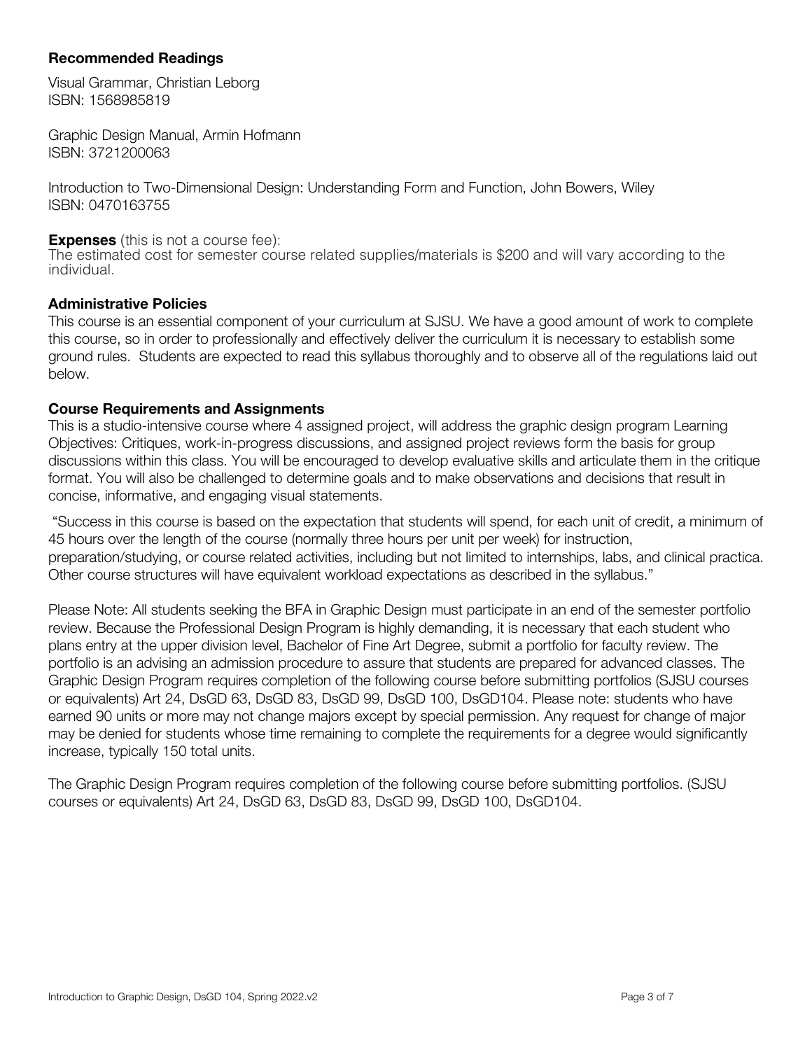**Recommended Readings**

Visual Grammar, Christian Leborg
ISBN: 1568985819

Graphic Design Manual, Armin Hofmann
ISBN: 3721200063

Introduction to Two-Dimensional Design: Understanding Form and Function, John Bowers, Wiley
ISBN: 0470163755

**Expenses** (this is not a course fee):
The estimated cost for semester course related supplies/materials is $200 and will vary according to the individual.

**Administrative Policies**
This course is an essential component of your curriculum at SJSU. We have a good amount of work to complete this course, so in order to professionally and effectively deliver the curriculum it is necessary to establish some ground rules. Students are expected to read this syllabus thoroughly and to observe all of the regulations laid out below.

**Course Requirements and Assignments**
This is a studio-intensive course where 4 assigned project, will address the graphic design program Learning Objectives: Critiques, work-in-progress discussions, and assigned project reviews form the basis for group discussions within this class. You will be encouraged to develop evaluative skills and articulate them in the critique format. You will also be challenged to determine goals and to make observations and decisions that result in concise, informative, and engaging visual statements.

"Success in this course is based on the expectation that students will spend, for each unit of credit, a minimum of 45 hours over the length of the course (normally three hours per unit per week) for instruction, preparation/studying, or course related activities, including but not limited to internships, labs, and clinical practica. Other course structures will have equivalent workload expectations as described in the syllabus."

Please Note: All students seeking the BFA in Graphic Design must participate in an end of the semester portfolio review. Because the Professional Design Program is highly demanding, it is necessary that each student who plans entry at the upper division level, Bachelor of Fine Art Degree, submit a portfolio for faculty review. The portfolio is an advising an admission procedure to assure that students are prepared for advanced classes. The Graphic Design Program requires completion of the following course before submitting portfolios (SJSU courses or equivalents) Art 24, DsGD 63, DsGD 83, DsGD 99, DsGD 100, DsGD104. Please note: students who have earned 90 units or more may not change majors except by special permission. Any request for change of major may be denied for students whose time remaining to complete the requirements for a degree would significantly increase, typically 150 total units.

The Graphic Design Program requires completion of the following course before submitting portfolios. (SJSU courses or equivalents) Art 24, DsGD 63, DsGD 83, DsGD 99, DsGD 100, DsGD104.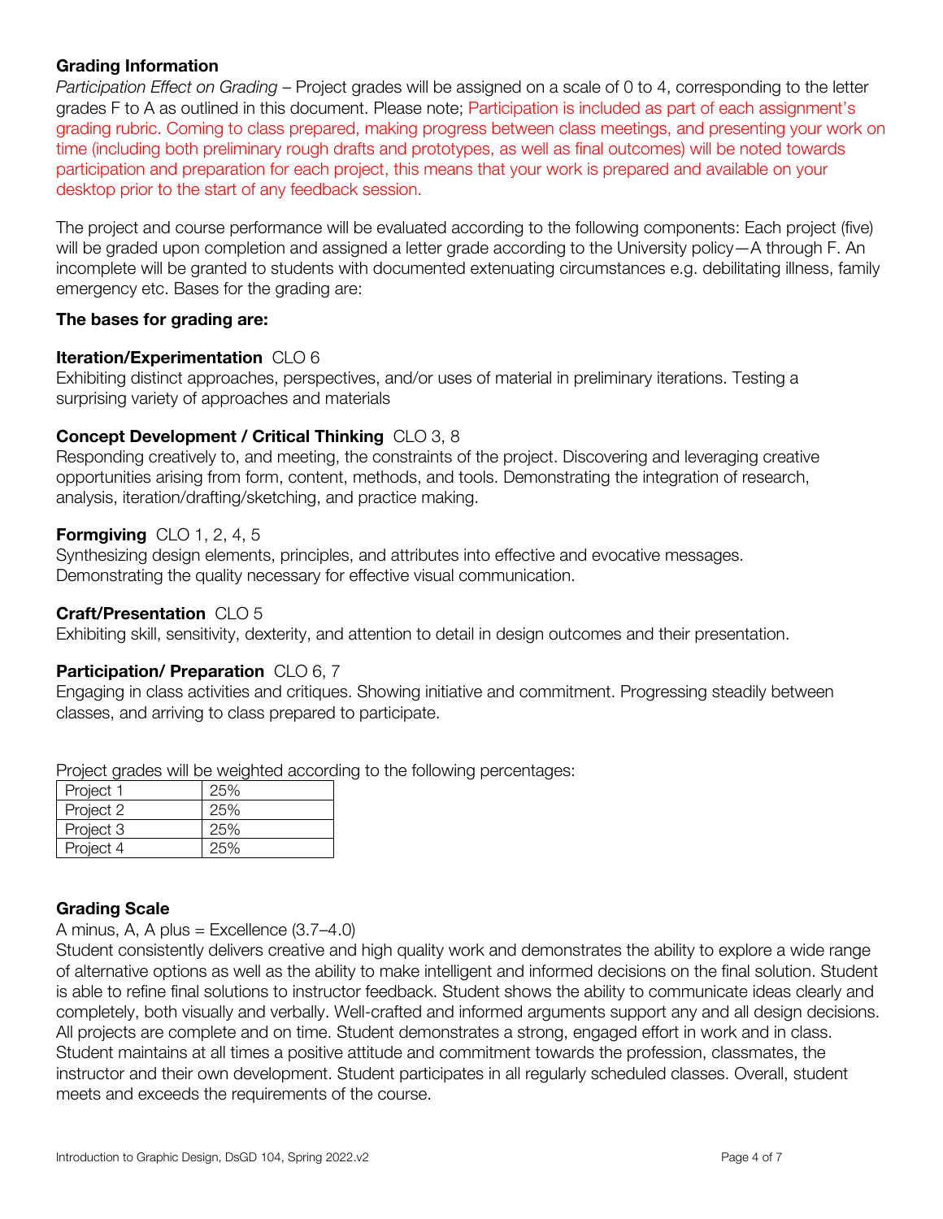### Grading Information

*Participation Effect on Grading* – Project grades will be assigned on a scale of 0 to 4, corresponding to the letter grades F to A as outlined in this document. Please note; Participation is included as part of each assignment's grading rubric. Coming to class prepared, making progress between class meetings, and presenting your work on time (including both preliminary rough drafts and prototypes, as well as final outcomes) will be noted towards participation and preparation for each project, this means that your work is prepared and available on your desktop prior to the start of any feedback session.

The project and course performance will be evaluated according to the following components: Each project (five) will be graded upon completion and assigned a letter grade according to the University policy—A through F. An incomplete will be granted to students with documented extenuating circumstances e.g. debilitating illness, family emergency etc. Bases for the grading are:

**The bases for grading are:**

**Iteration/Experimentation** CLO 6
Exhibiting distinct approaches, perspectives, and/or uses of material in preliminary iterations. Testing a surprising variety of approaches and materials

**Concept Development / Critical Thinking** CLO 3, 8
Responding creatively to, and meeting, the constraints of the project. Discovering and leveraging creative opportunities arising from form, content, methods, and tools. Demonstrating the integration of research, analysis, iteration/drafting/sketching, and practice making.

**Formgiving** CLO 1, 2, 4, 5
Synthesizing design elements, principles, and attributes into effective and evocative messages. Demonstrating the quality necessary for effective visual communication.

**Craft/Presentation** CLO 5
Exhibiting skill, sensitivity, dexterity, and attention to detail in design outcomes and their presentation.

**Participation/ Preparation** CLO 6, 7
Engaging in class activities and critiques. Showing initiative and commitment. Progressing steadily between classes, and arriving to class prepared to participate.

Project grades will be weighted according to the following percentages:

| Project | Weight |
|---|---|
| Project 1 | 25% |
| Project 2 | 25% |
| Project 3 | 25% |
| Project 4 | 25% |

### Grading Scale

A minus, A, A plus = Excellence (3.7–4.0)
Student consistently delivers creative and high quality work and demonstrates the ability to explore a wide range of alternative options as well as the ability to make intelligent and informed decisions on the final solution. Student is able to refine final solutions to instructor feedback. Student shows the ability to communicate ideas clearly and completely, both visually and verbally. Well-crafted and informed arguments support any and all design decisions. All projects are complete and on time. Student demonstrates a strong, engaged effort in work and in class. Student maintains at all times a positive attitude and commitment towards the profession, classmates, the instructor and their own development. Student participates in all regularly scheduled classes. Overall, student meets and exceeds the requirements of the course.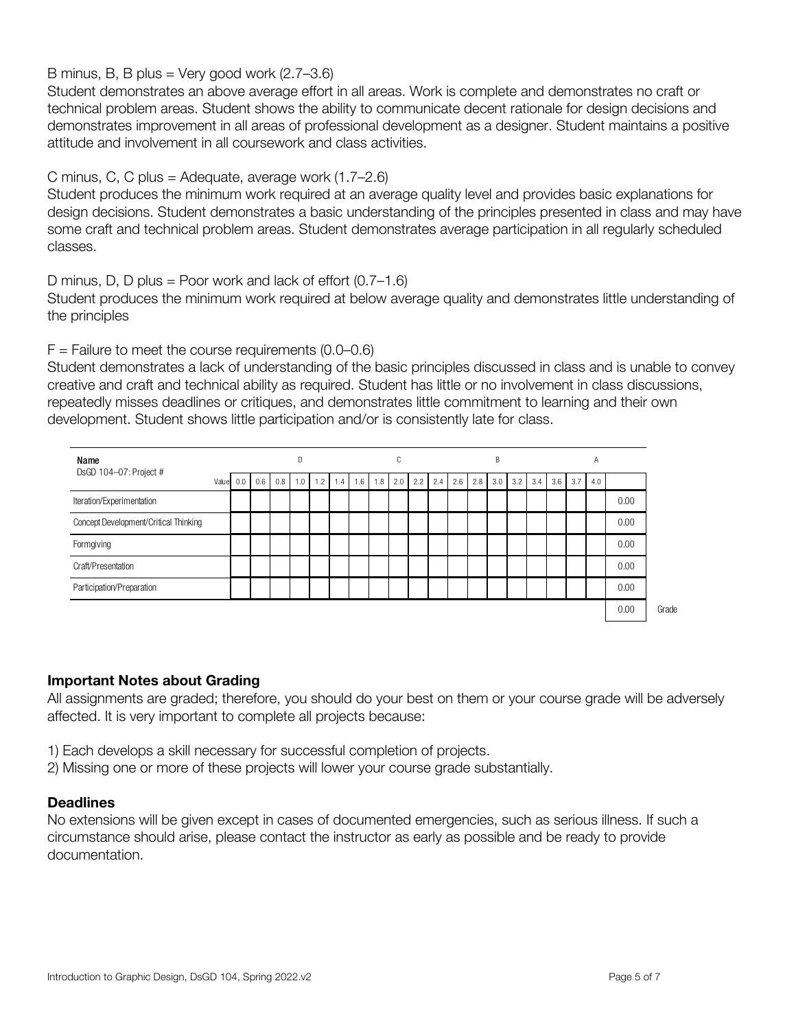B minus, B, B plus = Very good work (2.7–3.6)
Student demonstrates an above average effort in all areas. Work is complete and demonstrates no craft or technical problem areas. Student shows the ability to communicate decent rationale for design decisions and demonstrates improvement in all areas of professional development as a designer. Student maintains a positive attitude and involvement in all coursework and class activities.

C minus, C, C plus = Adequate, average work (1.7–2.6)
Student produces the minimum work required at an average quality level and provides basic explanations for design decisions. Student demonstrates a basic understanding of the principles presented in class and may have some craft and technical problem areas. Student demonstrates average participation in all regularly scheduled classes.

D minus, D, D plus = Poor work and lack of effort (0.7–1.6)
Student produces the minimum work required at below average quality and demonstrates little understanding of the principles

F = Failure to meet the course requirements (0.0–0.6)
Student demonstrates a lack of understanding of the basic principles discussed in class and is unable to convey creative and craft and technical ability as required. Student has little or no involvement in class discussions, repeatedly misses deadlines or critiques, and demonstrates little commitment to learning and their own development. Student shows little participation and/or is consistently late for class.

| **Name**<br>DsGD 104–07: Project # | | | | D | | | | | C | | | | | B | | | | | A | | |
|---|---|---|---|---|---|---|---|---|---|---|---|---|---|---|---|---|---|---|---|---|---|
| Value | 0.0 | 0.6 | 0.8 | 1.0 | 1.2 | 1.4 | 1.6 | 1.8 | 2.0 | 2.2 | 2.4 | 2.6 | 2.8 | 3.0 | 3.2 | 3.4 | 3.6 | 3.7 | 4.0 | | |
| Iteration/Experimentation | | | | | | | | | | | | | | | | | | | | 0.00 | |
| Concept Development/Critical Thinking | | | | | | | | | | | | | | | | | | | | 0.00 | |
| Formgiving | | | | | | | | | | | | | | | | | | | | 0.00 | |
| Craft/Presentation | | | | | | | | | | | | | | | | | | | | 0.00 | |
| Participation/Preparation | | | | | | | | | | | | | | | | | | | | 0.00 | |
| | | | | | | | | | | | | | | | | | | | | 0.00 | Grade |

### Important Notes about Grading

All assignments are graded; therefore, you should do your best on them or your course grade will be adversely affected. It is very important to complete all projects because:

1) Each develops a skill necessary for successful completion of projects.
2) Missing one or more of these projects will lower your course grade substantially.

### Deadlines

No extensions will be given except in cases of documented emergencies, such as serious illness. If such a circumstance should arise, please contact the instructor as early as possible and be ready to provide documentation.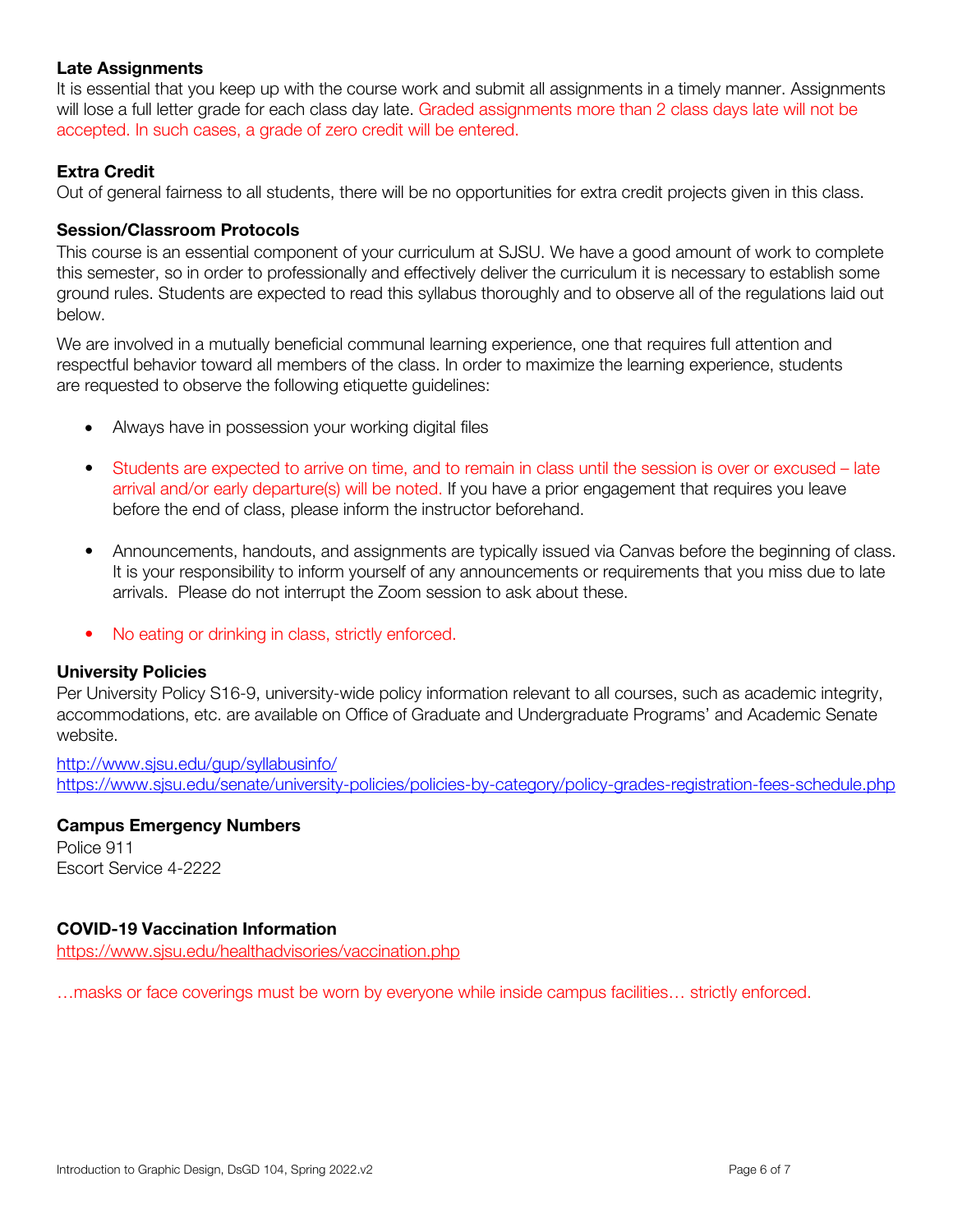**Late Assignments**

It is essential that you keep up with the course work and submit all assignments in a timely manner. Assignments will lose a full letter grade for each class day late. Graded assignments more than 2 class days late will not be accepted. In such cases, a grade of zero credit will be entered.

**Extra Credit**

Out of general fairness to all students, there will be no opportunities for extra credit projects given in this class.

**Session/Classroom Protocols**

This course is an essential component of your curriculum at SJSU. We have a good amount of work to complete this semester, so in order to professionally and effectively deliver the curriculum it is necessary to establish some ground rules. Students are expected to read this syllabus thoroughly and to observe all of the regulations laid out below.

We are involved in a mutually beneficial communal learning experience, one that requires full attention and respectful behavior toward all members of the class. In order to maximize the learning experience, students are requested to observe the following etiquette guidelines:

- Always have in possession your working digital files
- Students are expected to arrive on time, and to remain in class until the session is over or excused – late arrival and/or early departure(s) will be noted. If you have a prior engagement that requires you leave before the end of class, please inform the instructor beforehand.
- Announcements, handouts, and assignments are typically issued via Canvas before the beginning of class. It is your responsibility to inform yourself of any announcements or requirements that you miss due to late arrivals. Please do not interrupt the Zoom session to ask about these.
- No eating or drinking in class, strictly enforced.

**University Policies**

Per University Policy S16-9, university-wide policy information relevant to all courses, such as academic integrity, accommodations, etc. are available on Office of Graduate and Undergraduate Programs' and Academic Senate website.

http://www.sjsu.edu/gup/syllabusinfo/
https://www.sjsu.edu/senate/university-policies/policies-by-category/policy-grades-registration-fees-schedule.php

**Campus Emergency Numbers**

Police 911
Escort Service 4-2222

**COVID-19 Vaccination Information**

https://www.sjsu.edu/healthadvisories/vaccination.php

…masks or face coverings must be worn by everyone while inside campus facilities… strictly enforced.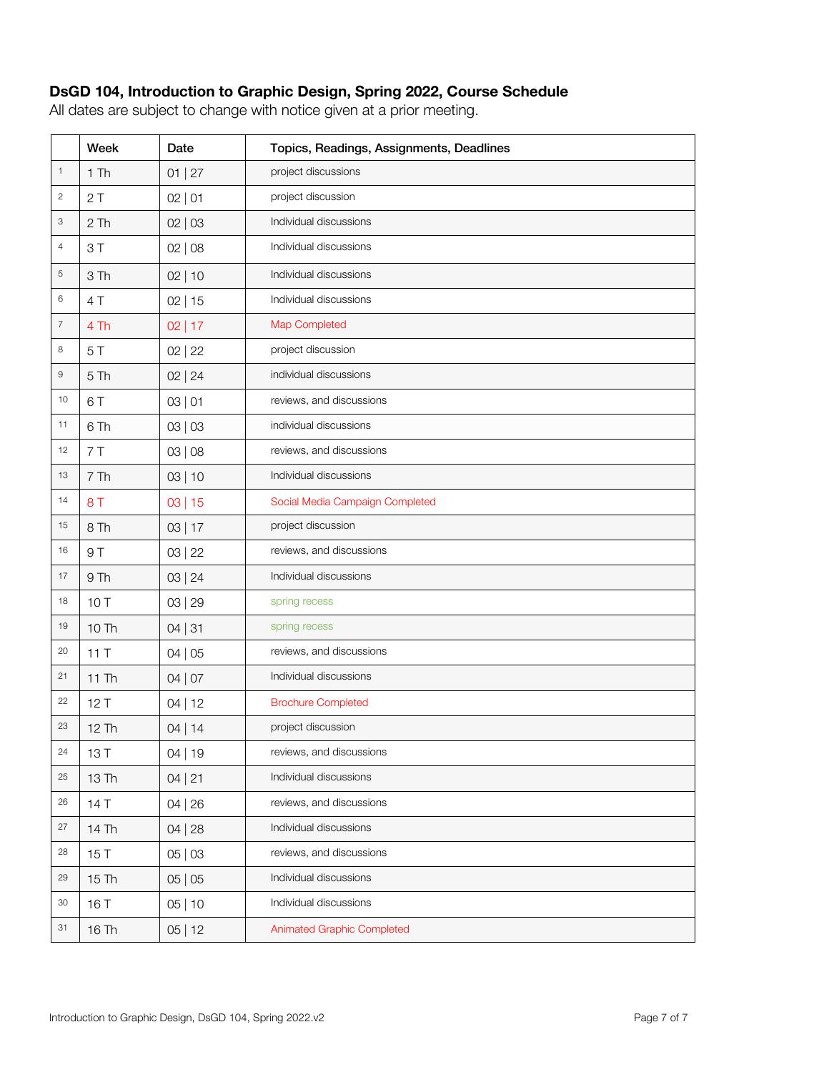**DsGD 104, Introduction to Graphic Design, Spring 2022, Course Schedule**
All dates are subject to change with notice given at a prior meeting.

| | Week | Date | Topics, Readings, Assignments, Deadlines |
|---|---|---|---|
| 1 | 1 Th | 01 \| 27 | project discussions |
| 2 | 2 T | 02 \| 01 | project discussion |
| 3 | 2 Th | 02 \| 03 | Individual discussions |
| 4 | 3 T | 02 \| 08 | Individual discussions |
| 5 | 3 Th | 02 \| 10 | Individual discussions |
| 6 | 4 T | 02 \| 15 | Individual discussions |
| 7 | 4 Th | 02 \| 17 | Map Completed |
| 8 | 5 T | 02 \| 22 | project discussion |
| 9 | 5 Th | 02 \| 24 | individual discussions |
| 10 | 6 T | 03 \| 01 | reviews, and discussions |
| 11 | 6 Th | 03 \| 03 | individual discussions |
| 12 | 7 T | 03 \| 08 | reviews, and discussions |
| 13 | 7 Th | 03 \| 10 | Individual discussions |
| 14 | 8 T | 03 \| 15 | Social Media Campaign Completed |
| 15 | 8 Th | 03 \| 17 | project discussion |
| 16 | 9 T | 03 \| 22 | reviews, and discussions |
| 17 | 9 Th | 03 \| 24 | Individual discussions |
| 18 | 10 T | 03 \| 29 | spring recess |
| 19 | 10 Th | 04 \| 31 | spring recess |
| 20 | 11 T | 04 \| 05 | reviews, and discussions |
| 21 | 11 Th | 04 \| 07 | Individual discussions |
| 22 | 12 T | 04 \| 12 | Brochure Completed |
| 23 | 12 Th | 04 \| 14 | project discussion |
| 24 | 13 T | 04 \| 19 | reviews, and discussions |
| 25 | 13 Th | 04 \| 21 | Individual discussions |
| 26 | 14 T | 04 \| 26 | reviews, and discussions |
| 27 | 14 Th | 04 \| 28 | Individual discussions |
| 28 | 15 T | 05 \| 03 | reviews, and discussions |
| 29 | 15 Th | 05 \| 05 | Individual discussions |
| 30 | 16 T | 05 \| 10 | Individual discussions |
| 31 | 16 Th | 05 \| 12 | Animated Graphic Completed |